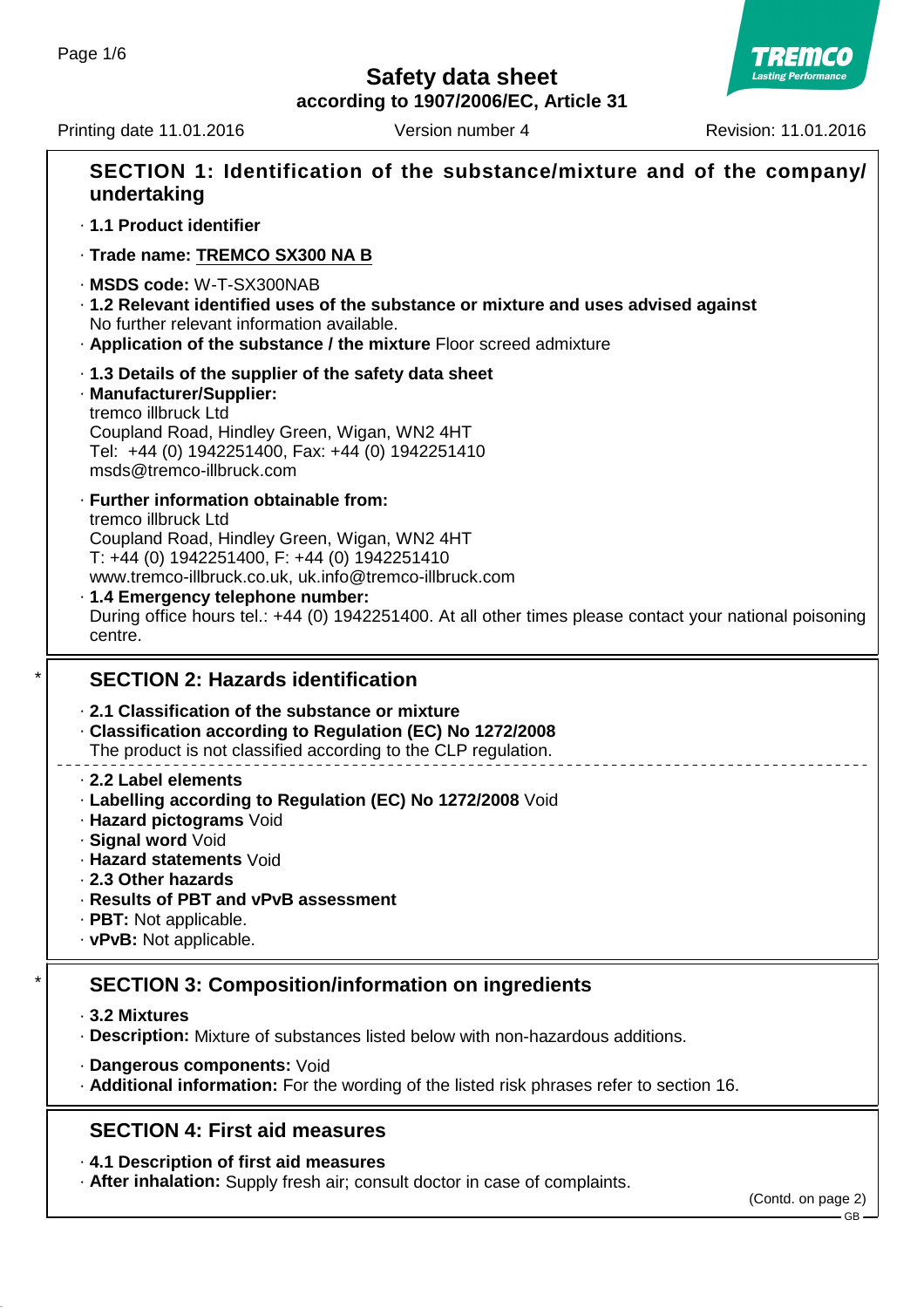# Safety data sheet

**according to 1907/2006/EC, Article 31**

Printing date 11.01.2016 | Version number 4 | Revision: 11.01.2016

## SECTION 1: Identification of the substance/mixture and of the company/ undertaking

· **1.1 Product identifier**

· **Trade name: TREMCO SX300 NA B**

· **MSDS code:** W-T-SX300NAB

· **1.2 Relevant identified uses of the substance or mixture and uses advised against**
No further relevant information available.

· **Application of the substance / the mixture** Floor screed admixture

· **1.3 Details of the supplier of the safety data sheet**

· **Manufacturer/Supplier:**
tremco illbruck Ltd
Coupland Road, Hindley Green, Wigan, WN2 4HT
Tel: +44 (0) 1942251400, Fax: +44 (0) 1942251410
msds@tremco-illbruck.com

· **Further information obtainable from:**
tremco illbruck Ltd
Coupland Road, Hindley Green, Wigan, WN2 4HT
T: +44 (0) 1942251400, F: +44 (0) 1942251410
www.tremco-illbruck.co.uk, uk.info@tremco-illbruck.com

· **1.4 Emergency telephone number:**
During office hours tel.: +44 (0) 1942251400. At all other times please contact your national poisoning centre.

## * SECTION 2: Hazards identification

· **2.1 Classification of the substance or mixture**

· **Classification according to Regulation (EC) No 1272/2008**
The product is not classified according to the CLP regulation.

· **2.2 Label elements**

· **Labelling according to Regulation (EC) No 1272/2008** Void

· **Hazard pictograms** Void

· **Signal word** Void

· **Hazard statements** Void

· **2.3 Other hazards**

· **Results of PBT and vPvB assessment**

· **PBT:** Not applicable.

· **vPvB:** Not applicable.

## * SECTION 3: Composition/information on ingredients

· **3.2 Mixtures**

· **Description:** Mixture of substances listed below with non-hazardous additions.

· **Dangerous components:** Void

· **Additional information:** For the wording of the listed risk phrases refer to section 16.

## SECTION 4: First aid measures

· **4.1 Description of first aid measures**

· **After inhalation:** Supply fresh air; consult doctor in case of complaints.

(Contd. on page 2)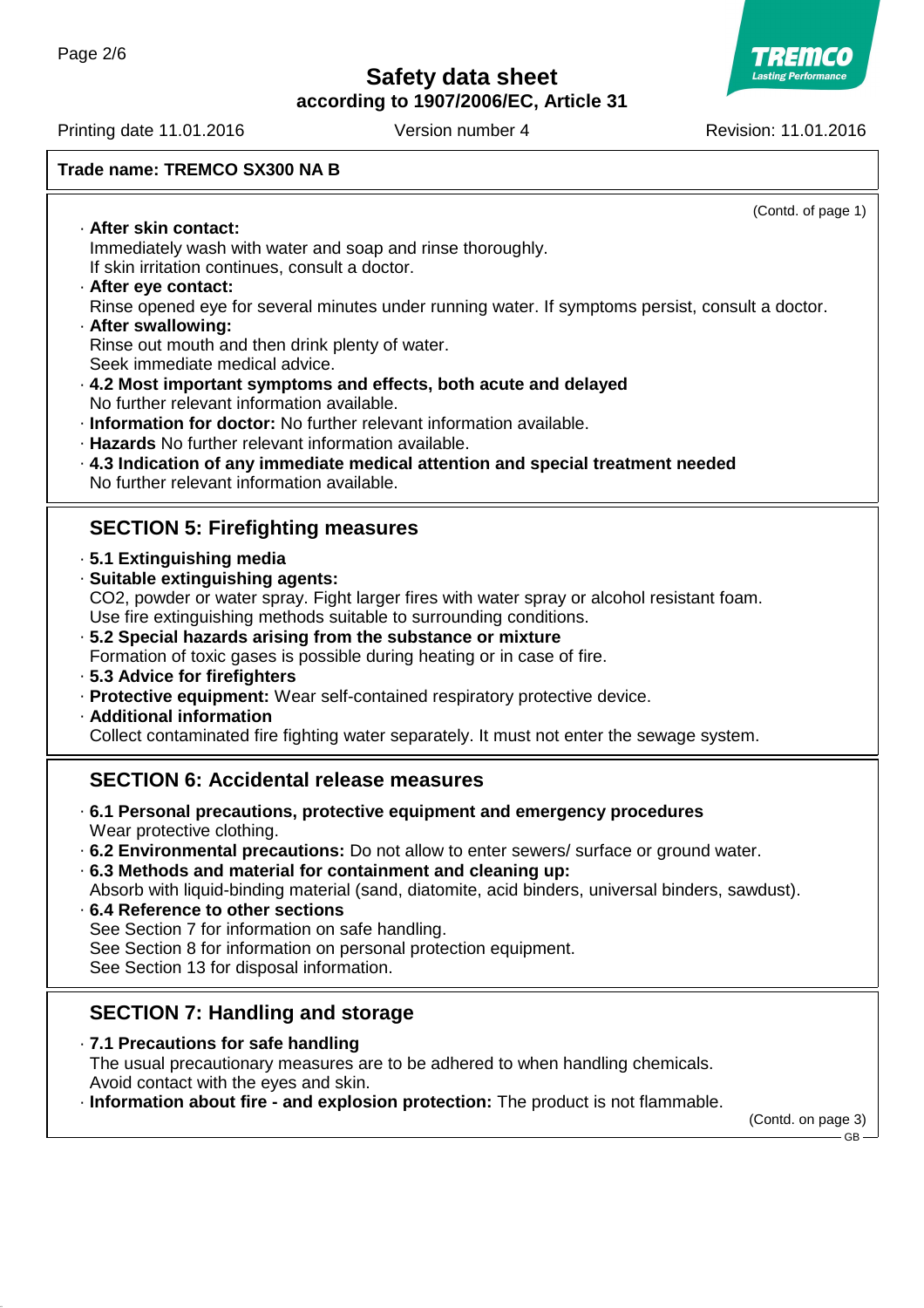**Trade name: TREMCO SX300 NA B**

(Contd. of page 1)

- **After skin contact:**
  Immediately wash with water and soap and rinse thoroughly.
  If skin irritation continues, consult a doctor.
- **After eye contact:**
  Rinse opened eye for several minutes under running water. If symptoms persist, consult a doctor.
- **After swallowing:**
  Rinse out mouth and then drink plenty of water.
  Seek immediate medical advice.
- **4.2 Most important symptoms and effects, both acute and delayed**
  No further relevant information available.
- **Information for doctor:** No further relevant information available.
- **Hazards** No further relevant information available.
- **4.3 Indication of any immediate medical attention and special treatment needed**
  No further relevant information available.

## SECTION 5: Firefighting measures

- **5.1 Extinguishing media**
- **Suitable extinguishing agents:**
  $CO_2$, powder or water spray. Fight larger fires with water spray or alcohol resistant foam.
  Use fire extinguishing methods suitable to surrounding conditions.
- **5.2 Special hazards arising from the substance or mixture**
  Formation of toxic gases is possible during heating or in case of fire.
- **5.3 Advice for firefighters**
- **Protective equipment:** Wear self-contained respiratory protective device.
- **Additional information**
  Collect contaminated fire fighting water separately. It must not enter the sewage system.

## SECTION 6: Accidental release measures

- **6.1 Personal precautions, protective equipment and emergency procedures**
  Wear protective clothing.
- **6.2 Environmental precautions:** Do not allow to enter sewers/ surface or ground water.
- **6.3 Methods and material for containment and cleaning up:**
  Absorb with liquid-binding material (sand, diatomite, acid binders, universal binders, sawdust).
- **6.4 Reference to other sections**
  See Section 7 for information on safe handling.
  See Section 8 for information on personal protection equipment.
  See Section 13 for disposal information.

## SECTION 7: Handling and storage

- **7.1 Precautions for safe handling**
  The usual precautionary measures are to be adhered to when handling chemicals.
  Avoid contact with the eyes and skin.
- **Information about fire - and explosion protection:** The product is not flammable.

(Contd. on page 3)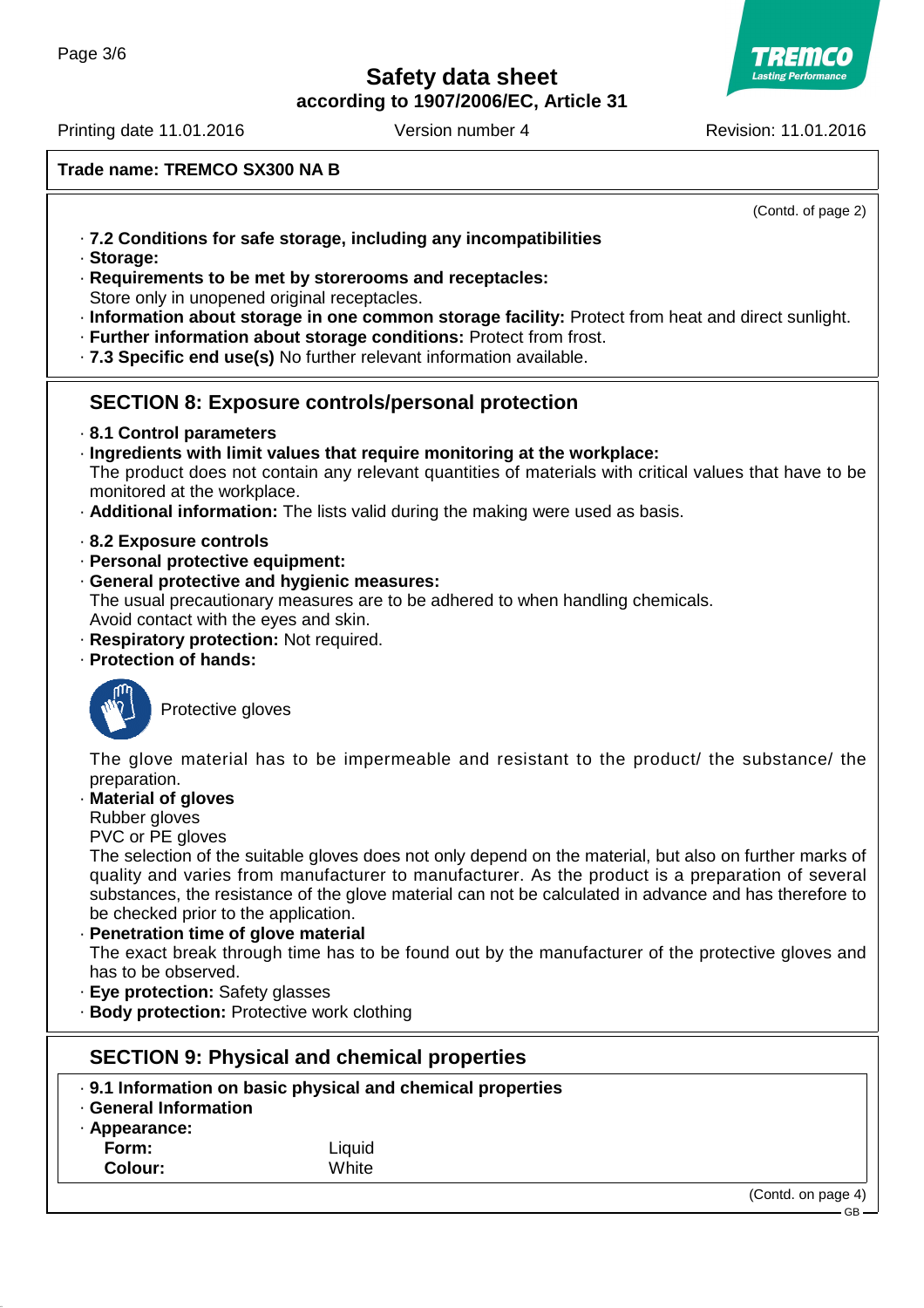**Trade name: TREMCO SX300 NA B**

(Contd. of page 2)

· **7.2 Conditions for safe storage, including any incompatibilities**
· **Storage:**
· **Requirements to be met by storerooms and receptacles:**
Store only in unopened original receptacles.
· **Information about storage in one common storage facility:** Protect from heat and direct sunlight.
· **Further information about storage conditions:** Protect from frost.
· **7.3 Specific end use(s)** No further relevant information available.

## SECTION 8: Exposure controls/personal protection

· **8.1 Control parameters**
· **Ingredients with limit values that require monitoring at the workplace:**
The product does not contain any relevant quantities of materials with critical values that have to be monitored at the workplace.
· **Additional information:** The lists valid during the making were used as basis.

· **8.2 Exposure controls**
· **Personal protective equipment:**
· **General protective and hygienic measures:**
The usual precautionary measures are to be adhered to when handling chemicals.
Avoid contact with the eyes and skin.
· **Respiratory protection:** Not required.
· **Protection of hands:**

Protective gloves

The glove material has to be impermeable and resistant to the product/ the substance/ the preparation.
· **Material of gloves**
Rubber gloves
PVC or PE gloves
The selection of the suitable gloves does not only depend on the material, but also on further marks of quality and varies from manufacturer to manufacturer. As the product is a preparation of several substances, the resistance of the glove material can not be calculated in advance and has therefore to be checked prior to the application.
· **Penetration time of glove material**
The exact break through time has to be found out by the manufacturer of the protective gloves and has to be observed.
· **Eye protection:** Safety glasses
· **Body protection:** Protective work clothing

## SECTION 9: Physical and chemical properties

· **9.1 Information on basic physical and chemical properties**
· **General Information**
· **Appearance:**

| | |
|---|---|
| **Form:** | Liquid |
| **Colour:** | White |

(Contd. on page 4)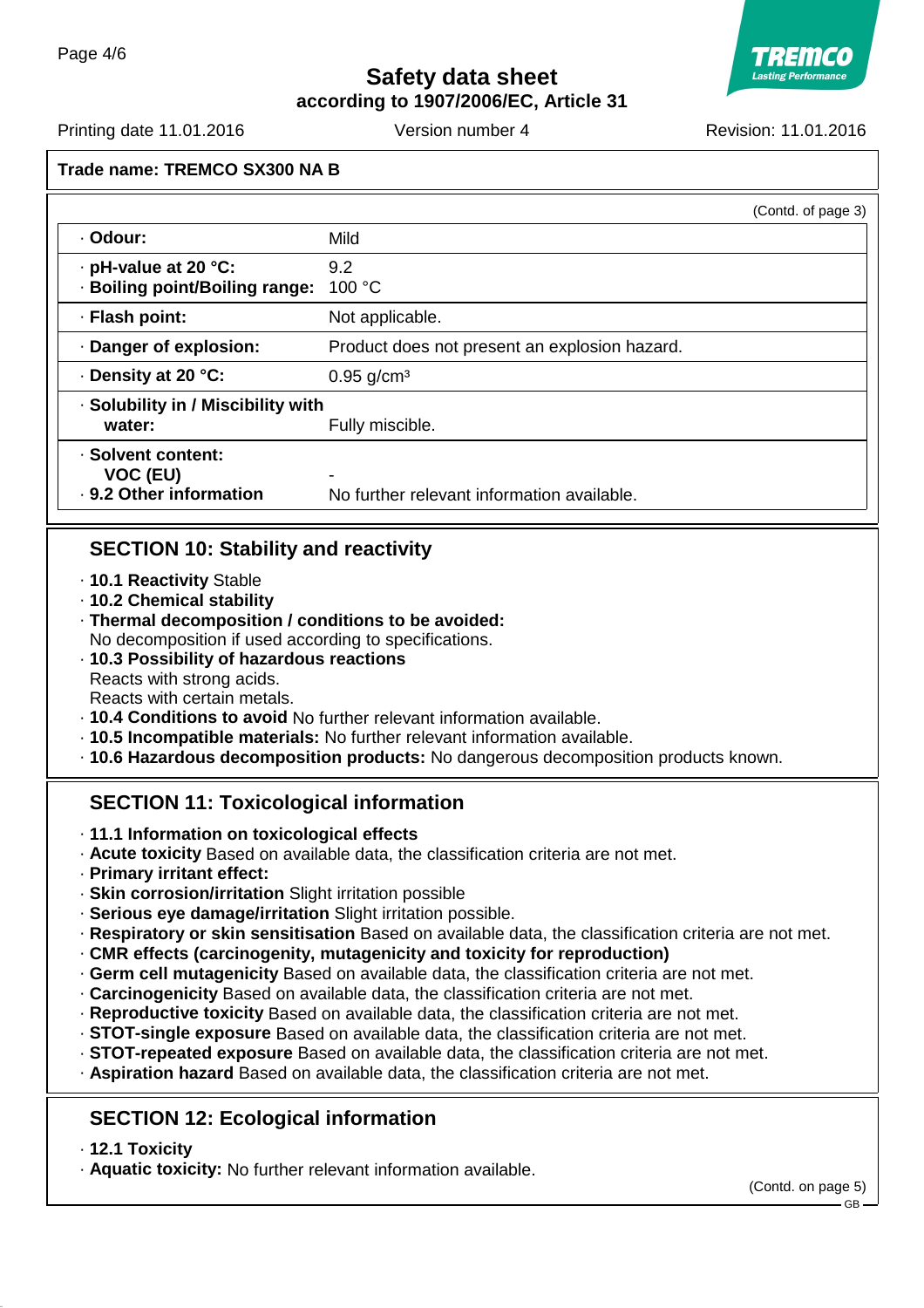Trade name: TREMCO SX300 NA B

(Contd. of page 3)

| | |
|---|---|
| · **Odour:** | Mild |
| · **pH-value at 20 °C:** | 9.2 |
| · **Boiling point/Boiling range:** | 100 °C |
| · **Flash point:** | Not applicable. |
| · **Danger of explosion:** | Product does not present an explosion hazard. |
| · **Density at 20 °C:** | 0.95 g/cm³ |
| · **Solubility in / Miscibility with water:** | Fully miscible. |
| · **Solvent content:** | |
| **VOC (EU)** | - |
| · **9.2 Other information** | No further relevant information available. |

## SECTION 10: Stability and reactivity

- · **10.1 Reactivity** Stable
- · **10.2 Chemical stability**
- · **Thermal decomposition / conditions to be avoided:**
  No decomposition if used according to specifications.
- · **10.3 Possibility of hazardous reactions**
  Reacts with strong acids.
  Reacts with certain metals.
- · **10.4 Conditions to avoid** No further relevant information available.
- · **10.5 Incompatible materials:** No further relevant information available.
- · **10.6 Hazardous decomposition products:** No dangerous decomposition products known.

## SECTION 11: Toxicological information

- · **11.1 Information on toxicological effects**
- · **Acute toxicity** Based on available data, the classification criteria are not met.
- · **Primary irritant effect:**
- · **Skin corrosion/irritation** Slight irritation possible
- · **Serious eye damage/irritation** Slight irritation possible.
- · **Respiratory or skin sensitisation** Based on available data, the classification criteria are not met.
- · **CMR effects (carcinogenity, mutagenicity and toxicity for reproduction)**
- · **Germ cell mutagenicity** Based on available data, the classification criteria are not met.
- · **Carcinogenicity** Based on available data, the classification criteria are not met.
- · **Reproductive toxicity** Based on available data, the classification criteria are not met.
- · **STOT-single exposure** Based on available data, the classification criteria are not met.
- · **STOT-repeated exposure** Based on available data, the classification criteria are not met.
- · **Aspiration hazard** Based on available data, the classification criteria are not met.

## SECTION 12: Ecological information

- · **12.1 Toxicity**
- · **Aquatic toxicity:** No further relevant information available.

(Contd. on page 5)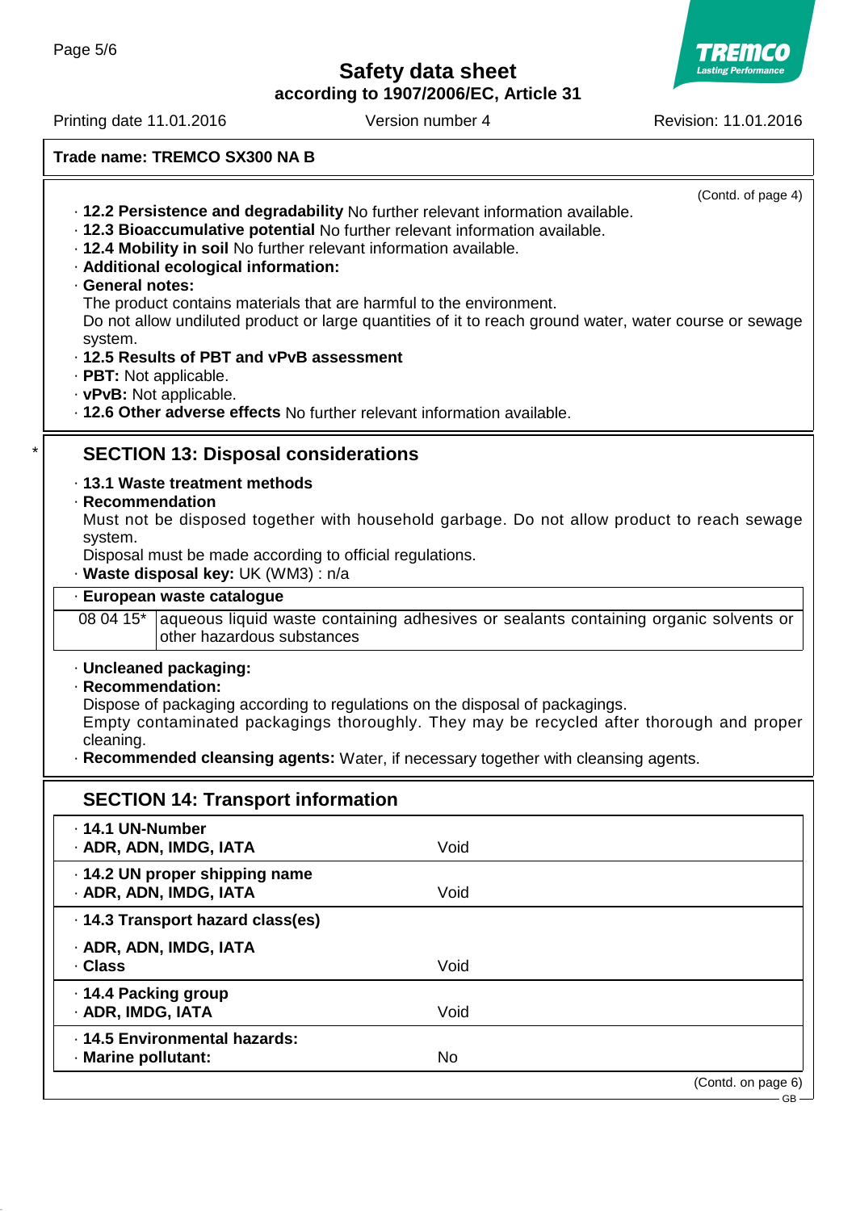Trade name: TREMCO SX300 NA B

(Contd. of page 4)

· **12.2 Persistence and degradability** No further relevant information available.
· **12.3 Bioaccumulative potential** No further relevant information available.
· **12.4 Mobility in soil** No further relevant information available.
· **Additional ecological information:**
· **General notes:**
The product contains materials that are harmful to the environment.
Do not allow undiluted product or large quantities of it to reach ground water, water course or sewage system.
· **12.5 Results of PBT and vPvB assessment**
· **PBT:** Not applicable.
· **vPvB:** Not applicable.
· **12.6 Other adverse effects** No further relevant information available.

\*

## SECTION 13: Disposal considerations

· **13.1 Waste treatment methods**
· **Recommendation**
Must not be disposed together with household garbage. Do not allow product to reach sewage system.
Disposal must be made according to official regulations.
· **Waste disposal key:** UK (WM3) : n/a

| · **European waste catalogue** | |
|---|---|
| 08 04 15* | aqueous liquid waste containing adhesives or sealants containing organic solvents or other hazardous substances |

· **Uncleaned packaging:**
· **Recommendation:**
Dispose of packaging according to regulations on the disposal of packagings.
Empty contaminated packagings thoroughly. They may be recycled after thorough and proper cleaning.
· **Recommended cleansing agents:** Water, if necessary together with cleansing agents.

## SECTION 14: Transport information

| | |
|---|---|
| · **14.1 UN-Number** | |
| · **ADR, ADN, IMDG, IATA** | Void |
| · **14.2 UN proper shipping name** | |
| · **ADR, ADN, IMDG, IATA** | Void |
| · **14.3 Transport hazard class(es)** | |
| · **ADR, ADN, IMDG, IATA** | |
| · **Class** | Void |
| · **14.4 Packing group** | |
| · **ADR, IMDG, IATA** | Void |
| · **14.5 Environmental hazards:** | |
| · **Marine pollutant:** | No |

(Contd. on page 6)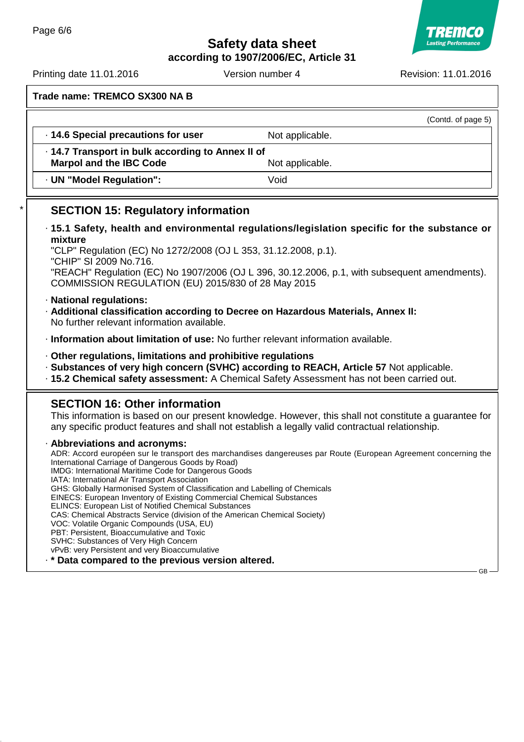**Trade name: TREMCO SX300 NA B**

(Contd. of page 5)

| | |
|---|---|
| · **14.6 Special precautions for user** | Not applicable. |
| · **14.7 Transport in bulk according to Annex II of Marpol and the IBC Code** | Not applicable. |
| · **UN "Model Regulation":** | Void |

\* 

## SECTION 15: Regulatory information

· **15.1 Safety, health and environmental regulations/legislation specific for the substance or mixture**
"CLP" Regulation (EC) No 1272/2008 (OJ L 353, 31.12.2008, p.1).
"CHIP" SI 2009 No.716.
"REACH" Regulation (EC) No 1907/2006 (OJ L 396, 30.12.2006, p.1, with subsequent amendments).
COMMISSION REGULATION (EU) 2015/830 of 28 May 2015

· **National regulations:**
· **Additional classification according to Decree on Hazardous Materials, Annex II:**
No further relevant information available.

· **Information about limitation of use:** No further relevant information available.

· **Other regulations, limitations and prohibitive regulations**
· **Substances of very high concern (SVHC) according to REACH, Article 57** Not applicable.
· **15.2 Chemical safety assessment:** A Chemical Safety Assessment has not been carried out.

## SECTION 16: Other information

This information is based on our present knowledge. However, this shall not constitute a guarantee for any specific product features and shall not establish a legally valid contractual relationship.

· **Abbreviations and acronyms:**
ADR: Accord européen sur le transport des marchandises dangereuses par Route (European Agreement concerning the International Carriage of Dangerous Goods by Road)
IMDG: International Maritime Code for Dangerous Goods
IATA: International Air Transport Association
GHS: Globally Harmonised System of Classification and Labelling of Chemicals
EINECS: European Inventory of Existing Commercial Chemical Substances
ELINCS: European List of Notified Chemical Substances
CAS: Chemical Abstracts Service (division of the American Chemical Society)
VOC: Volatile Organic Compounds (USA, EU)
PBT: Persistent, Bioaccumulative and Toxic
SVHC: Substances of Very High Concern
vPvB: very Persistent and very Bioaccumulative
· **\* Data compared to the previous version altered.**